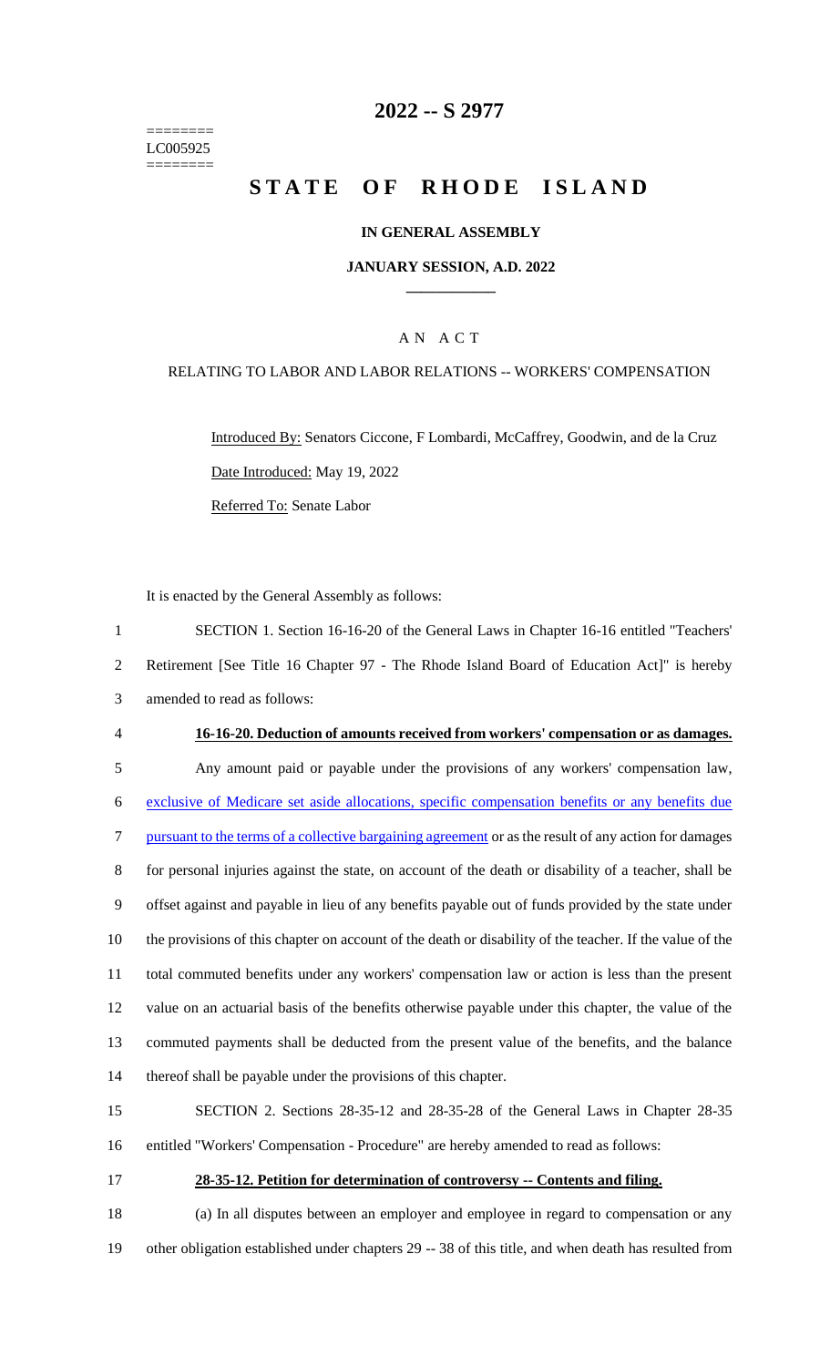========
LC005925
========

# 2022 -- S 2977

# STATE OF RHODE ISLAND

## IN GENERAL ASSEMBLY

### JANUARY SESSION, A.D. 2022

## A N A C T

RELATING TO LABOR AND LABOR RELATIONS -- WORKERS' COMPENSATION

Introduced By: Senators Ciccone, F Lombardi, McCaffrey, Goodwin, and de la Cruz

Date Introduced: May 19, 2022

Referred To: Senate Labor

It is enacted by the General Assembly as follows:

1 SECTION 1. Section 16-16-20 of the General Laws in Chapter 16-16 entitled "Teachers'
2 Retirement [See Title 16 Chapter 97 - The Rhode Island Board of Education Act]" is hereby
3 amended to read as follows:

4 **16-16-20. Deduction of amounts received from workers' compensation or as damages.**

5 Any amount paid or payable under the provisions of any workers' compensation law,
6 exclusive of Medicare set aside allocations, specific compensation benefits or any benefits due
7 pursuant to the terms of a collective bargaining agreement or as the result of any action for damages
8 for personal injuries against the state, on account of the death or disability of a teacher, shall be
9 offset against and payable in lieu of any benefits payable out of funds provided by the state under
10 the provisions of this chapter on account of the death or disability of the teacher. If the value of the
11 total commuted benefits under any workers' compensation law or action is less than the present
12 value on an actuarial basis of the benefits otherwise payable under this chapter, the value of the
13 commuted payments shall be deducted from the present value of the benefits, and the balance
14 thereof shall be payable under the provisions of this chapter.

15 SECTION 2. Sections 28-35-12 and 28-35-28 of the General Laws in Chapter 28-35
16 entitled "Workers' Compensation - Procedure" are hereby amended to read as follows:

17 **28-35-12. Petition for determination of controversy -- Contents and filing.**

18 (a) In all disputes between an employer and employee in regard to compensation or any
19 other obligation established under chapters 29 -- 38 of this title, and when death has resulted from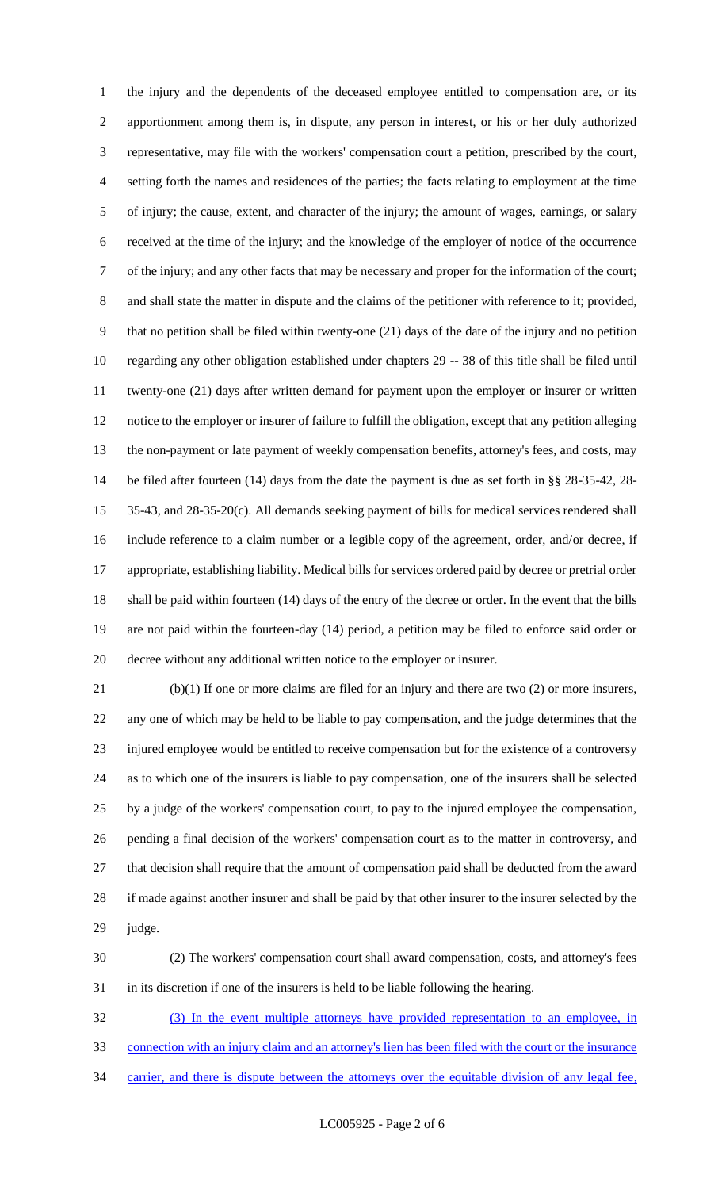the injury and the dependents of the deceased employee entitled to compensation are, or its apportionment among them is, in dispute, any person in interest, or his or her duly authorized representative, may file with the workers' compensation court a petition, prescribed by the court, setting forth the names and residences of the parties; the facts relating to employment at the time of injury; the cause, extent, and character of the injury; the amount of wages, earnings, or salary received at the time of the injury; and the knowledge of the employer of notice of the occurrence of the injury; and any other facts that may be necessary and proper for the information of the court; and shall state the matter in dispute and the claims of the petitioner with reference to it; provided, that no petition shall be filed within twenty-one (21) days of the date of the injury and no petition regarding any other obligation established under chapters 29 -- 38 of this title shall be filed until twenty-one (21) days after written demand for payment upon the employer or insurer or written notice to the employer or insurer of failure to fulfill the obligation, except that any petition alleging the non-payment or late payment of weekly compensation benefits, attorney's fees, and costs, may be filed after fourteen (14) days from the date the payment is due as set forth in §§ 28-35-42, 28-35-43, and 28-35-20(c). All demands seeking payment of bills for medical services rendered shall include reference to a claim number or a legible copy of the agreement, order, and/or decree, if appropriate, establishing liability. Medical bills for services ordered paid by decree or pretrial order shall be paid within fourteen (14) days of the entry of the decree or order. In the event that the bills are not paid within the fourteen-day (14) period, a petition may be filed to enforce said order or decree without any additional written notice to the employer or insurer.

(b)(1) If one or more claims are filed for an injury and there are two (2) or more insurers, any one of which may be held to be liable to pay compensation, and the judge determines that the injured employee would be entitled to receive compensation but for the existence of a controversy as to which one of the insurers is liable to pay compensation, one of the insurers shall be selected by a judge of the workers' compensation court, to pay to the injured employee the compensation, pending a final decision of the workers' compensation court as to the matter in controversy, and that decision shall require that the amount of compensation paid shall be deducted from the award if made against another insurer and shall be paid by that other insurer to the insurer selected by the judge.

(2) The workers' compensation court shall award compensation, costs, and attorney's fees in its discretion if one of the insurers is held to be liable following the hearing.

<u>(3) In the event multiple attorneys have provided representation to an employee, in connection with an injury claim and an attorney's lien has been filed with the court or the insurance carrier, and there is dispute between the attorneys over the equitable division of any legal fee,</u>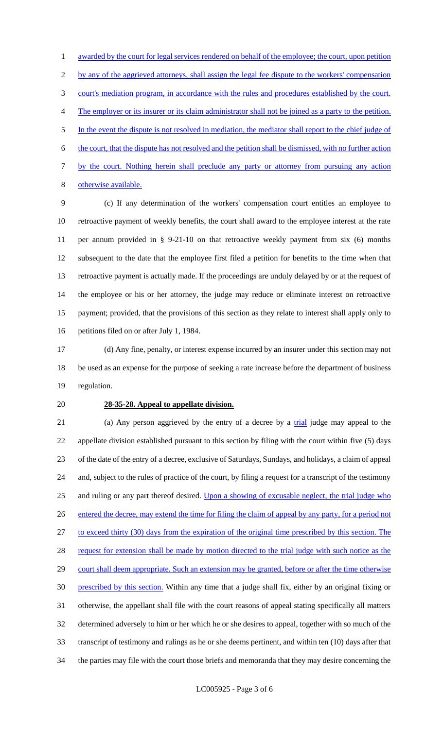awarded by the court for legal services rendered on behalf of the employee; the court, upon petition by any of the aggrieved attorneys, shall assign the legal fee dispute to the workers' compensation court's mediation program, in accordance with the rules and procedures established by the court. The employer or its insurer or its claim administrator shall not be joined as a party to the petition. In the event the dispute is not resolved in mediation, the mediator shall report to the chief judge of the court, that the dispute has not resolved and the petition shall be dismissed, with no further action by the court. Nothing herein shall preclude any party or attorney from pursuing any action otherwise available.

(c) If any determination of the workers' compensation court entitles an employee to retroactive payment of weekly benefits, the court shall award to the employee interest at the rate per annum provided in § 9-21-10 on that retroactive weekly payment from six (6) months subsequent to the date that the employee first filed a petition for benefits to the time when that retroactive payment is actually made. If the proceedings are unduly delayed by or at the request of the employee or his or her attorney, the judge may reduce or eliminate interest on retroactive payment; provided, that the provisions of this section as they relate to interest shall apply only to petitions filed on or after July 1, 1984.

(d) Any fine, penalty, or interest expense incurred by an insurer under this section may not be used as an expense for the purpose of seeking a rate increase before the department of business regulation.

**28-35-28. Appeal to appellate division.**

(a) Any person aggrieved by the entry of a decree by a trial judge may appeal to the appellate division established pursuant to this section by filing with the court within five (5) days of the date of the entry of a decree, exclusive of Saturdays, Sundays, and holidays, a claim of appeal and, subject to the rules of practice of the court, by filing a request for a transcript of the testimony and ruling or any part thereof desired. Upon a showing of excusable neglect, the trial judge who entered the decree, may extend the time for filing the claim of appeal by any party, for a period not to exceed thirty (30) days from the expiration of the original time prescribed by this section. The request for extension shall be made by motion directed to the trial judge with such notice as the court shall deem appropriate. Such an extension may be granted, before or after the time otherwise prescribed by this section. Within any time that a judge shall fix, either by an original fixing or otherwise, the appellant shall file with the court reasons of appeal stating specifically all matters determined adversely to him or her which he or she desires to appeal, together with so much of the transcript of testimony and rulings as he or she deems pertinent, and within ten (10) days after that the parties may file with the court those briefs and memoranda that they may desire concerning the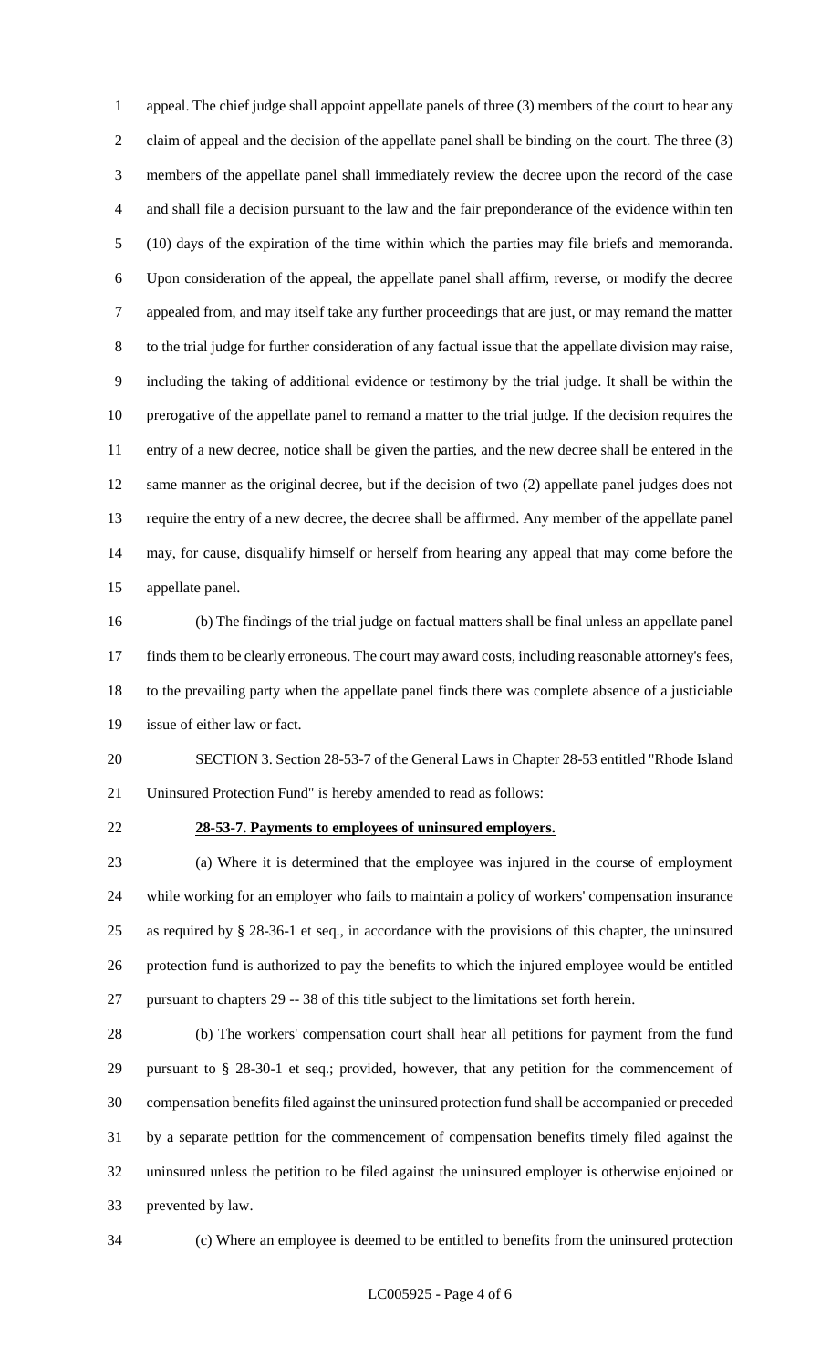appeal. The chief judge shall appoint appellate panels of three (3) members of the court to hear any claim of appeal and the decision of the appellate panel shall be binding on the court. The three (3) members of the appellate panel shall immediately review the decree upon the record of the case and shall file a decision pursuant to the law and the fair preponderance of the evidence within ten (10) days of the expiration of the time within which the parties may file briefs and memoranda. Upon consideration of the appeal, the appellate panel shall affirm, reverse, or modify the decree appealed from, and may itself take any further proceedings that are just, or may remand the matter to the trial judge for further consideration of any factual issue that the appellate division may raise, including the taking of additional evidence or testimony by the trial judge. It shall be within the prerogative of the appellate panel to remand a matter to the trial judge. If the decision requires the entry of a new decree, notice shall be given the parties, and the new decree shall be entered in the same manner as the original decree, but if the decision of two (2) appellate panel judges does not require the entry of a new decree, the decree shall be affirmed. Any member of the appellate panel may, for cause, disqualify himself or herself from hearing any appeal that may come before the appellate panel.

(b) The findings of the trial judge on factual matters shall be final unless an appellate panel finds them to be clearly erroneous. The court may award costs, including reasonable attorney's fees, to the prevailing party when the appellate panel finds there was complete absence of a justiciable issue of either law or fact.

SECTION 3. Section 28-53-7 of the General Laws in Chapter 28-53 entitled "Rhode Island Uninsured Protection Fund" is hereby amended to read as follows:

**28-53-7. Payments to employees of uninsured employers.**

(a) Where it is determined that the employee was injured in the course of employment while working for an employer who fails to maintain a policy of workers' compensation insurance as required by § 28-36-1 et seq., in accordance with the provisions of this chapter, the uninsured protection fund is authorized to pay the benefits to which the injured employee would be entitled pursuant to chapters 29 -- 38 of this title subject to the limitations set forth herein.

(b) The workers' compensation court shall hear all petitions for payment from the fund pursuant to § 28-30-1 et seq.; provided, however, that any petition for the commencement of compensation benefits filed against the uninsured protection fund shall be accompanied or preceded by a separate petition for the commencement of compensation benefits timely filed against the uninsured unless the petition to be filed against the uninsured employer is otherwise enjoined or prevented by law.

(c) Where an employee is deemed to be entitled to benefits from the uninsured protection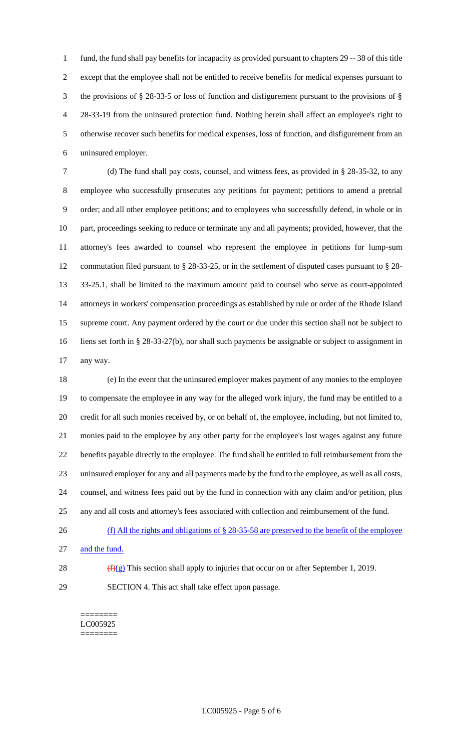fund, the fund shall pay benefits for incapacity as provided pursuant to chapters 29 -- 38 of this title except that the employee shall not be entitled to receive benefits for medical expenses pursuant to the provisions of § 28-33-5 or loss of function and disfigurement pursuant to the provisions of § 28-33-19 from the uninsured protection fund. Nothing herein shall affect an employee's right to otherwise recover such benefits for medical expenses, loss of function, and disfigurement from an uninsured employer.

(d) The fund shall pay costs, counsel, and witness fees, as provided in § 28-35-32, to any employee who successfully prosecutes any petitions for payment; petitions to amend a pretrial order; and all other employee petitions; and to employees who successfully defend, in whole or in part, proceedings seeking to reduce or terminate any and all payments; provided, however, that the attorney's fees awarded to counsel who represent the employee in petitions for lump-sum commutation filed pursuant to § 28-33-25, or in the settlement of disputed cases pursuant to § 28-33-25.1, shall be limited to the maximum amount paid to counsel who serve as court-appointed attorneys in workers' compensation proceedings as established by rule or order of the Rhode Island supreme court. Any payment ordered by the court or due under this section shall not be subject to liens set forth in § 28-33-27(b), nor shall such payments be assignable or subject to assignment in any way.

(e) In the event that the uninsured employer makes payment of any monies to the employee to compensate the employee in any way for the alleged work injury, the fund may be entitled to a credit for all such monies received by, or on behalf of, the employee, including, but not limited to, monies paid to the employee by any other party for the employee's lost wages against any future benefits payable directly to the employee. The fund shall be entitled to full reimbursement from the uninsured employer for any and all payments made by the fund to the employee, as well as all costs, counsel, and witness fees paid out by the fund in connection with any claim and/or petition, plus any and all costs and attorney's fees associated with collection and reimbursement of the fund.

(f) All the rights and obligations of § 28-35-58 are preserved to the benefit of the employee and the fund.

~~(f)~~(g) This section shall apply to injuries that occur on or after September 1, 2019.

SECTION 4. This act shall take effect upon passage.

========
LC005925
========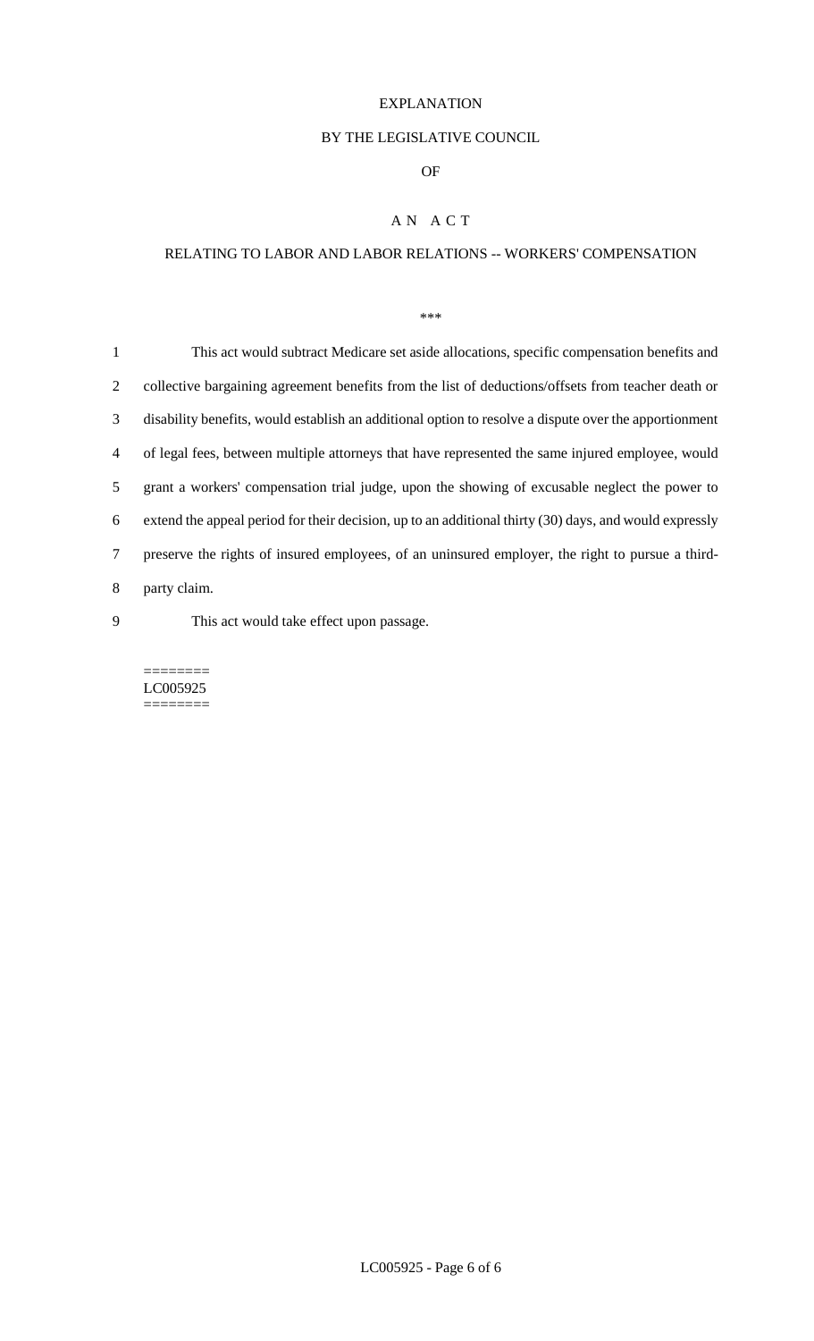EXPLANATION

BY THE LEGISLATIVE COUNCIL

OF

A N A C T

RELATING TO LABOR AND LABOR RELATIONS -- WORKERS' COMPENSATION

\*\*\*

This act would subtract Medicare set aside allocations, specific compensation benefits and collective bargaining agreement benefits from the list of deductions/offsets from teacher death or disability benefits, would establish an additional option to resolve a dispute over the apportionment of legal fees, between multiple attorneys that have represented the same injured employee, would grant a workers' compensation trial judge, upon the showing of excusable neglect the power to extend the appeal period for their decision, up to an additional thirty (30) days, and would expressly preserve the rights of insured employees, of an uninsured employer, the right to pursue a third-party claim.

This act would take effect upon passage.

========
LC005925
========